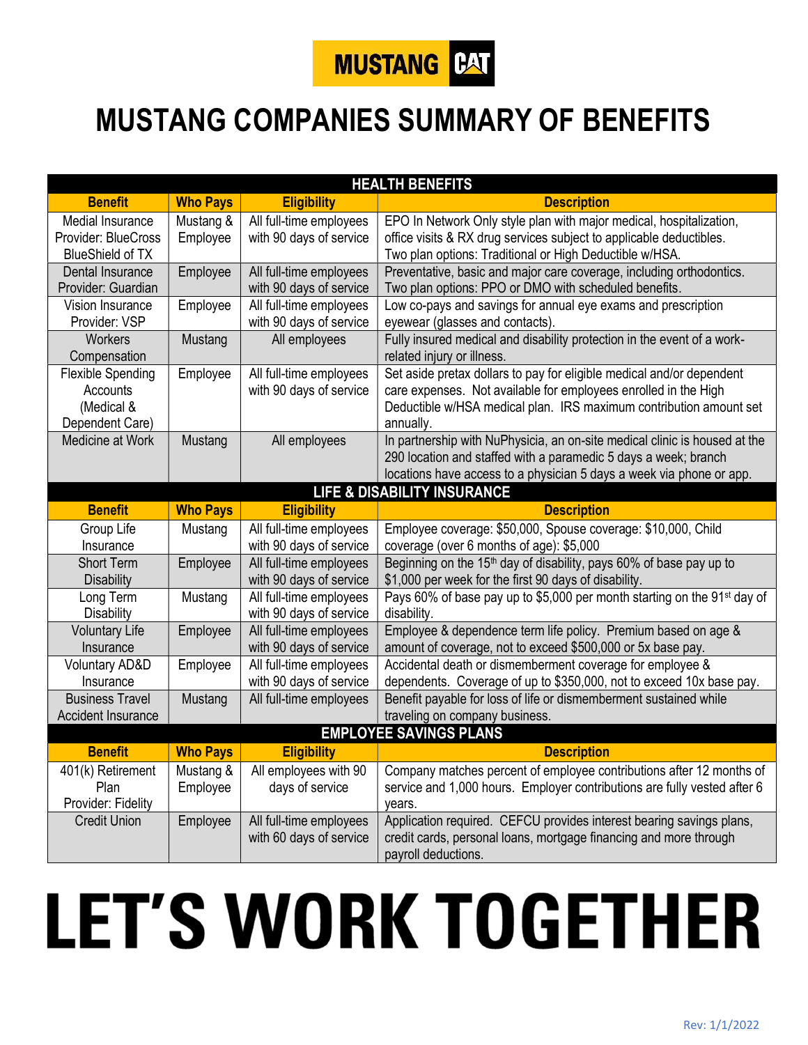MUSTANG CAT

# MUSTANG COMPANIES SUMMARY OF BENEFITS

| HEALTH BENEFITS | | | |
|---|---|---|---|
| **Benefit** | **Who Pays** | **Eligibility** | **Description** |
| Medial Insurance Provider: BlueCross BlueShield of TX | Mustang & Employee | All full-time employees with 90 days of service | EPO In Network Only style plan with major medical, hospitalization, office visits & RX drug services subject to applicable deductibles. Two plan options: Traditional or High Deductible w/HSA. |
| Dental Insurance Provider: Guardian | Employee | All full-time employees with 90 days of service | Preventative, basic and major care coverage, including orthodontics. Two plan options: PPO or DMO with scheduled benefits. |
| Vision Insurance Provider: VSP | Employee | All full-time employees with 90 days of service | Low co-pays and savings for annual eye exams and prescription eyewear (glasses and contacts). |
| Workers Compensation | Mustang | All employees | Fully insured medical and disability protection in the event of a work-related injury or illness. |
| Flexible Spending Accounts (Medical & Dependent Care) | Employee | All full-time employees with 90 days of service | Set aside pretax dollars to pay for eligible medical and/or dependent care expenses. Not available for employees enrolled in the High Deductible w/HSA medical plan. IRS maximum contribution amount set annually. |
| Medicine at Work | Mustang | All employees | In partnership with NuPhysicia, an on-site medical clinic is housed at the 290 location and staffed with a paramedic 5 days a week; branch locations have access to a physician 5 days a week via phone or app. |

| LIFE & DISABILITY INSURANCE | | | |
|---|---|---|---|
| **Benefit** | **Who Pays** | **Eligibility** | **Description** |
| Group Life Insurance | Mustang | All full-time employees with 90 days of service | Employee coverage: $50,000, Spouse coverage: $10,000, Child coverage (over 6 months of age): $5,000 |
| Short Term Disability | Employee | All full-time employees with 90 days of service | Beginning on the 15th day of disability, pays 60% of base pay up to $1,000 per week for the first 90 days of disability. |
| Long Term Disability | Mustang | All full-time employees with 90 days of service | Pays 60% of base pay up to $5,000 per month starting on the 91st day of disability. |
| Voluntary Life Insurance | Employee | All full-time employees with 90 days of service | Employee & dependence term life policy. Premium based on age & amount of coverage, not to exceed $500,000 or 5x base pay. |
| Voluntary AD&D Insurance | Employee | All full-time employees with 90 days of service | Accidental death or dismemberment coverage for employee & dependents. Coverage of up to $350,000, not to exceed 10x base pay. |
| Business Travel Accident Insurance | Mustang | All full-time employees | Benefit payable for loss of life or dismemberment sustained while traveling on company business. |

| EMPLOYEE SAVINGS PLANS | | | |
|---|---|---|---|
| **Benefit** | **Who Pays** | **Eligibility** | **Description** |
| 401(k) Retirement Plan Provider: Fidelity | Mustang & Employee | All employees with 90 days of service | Company matches percent of employee contributions after 12 months of service and 1,000 hours. Employer contributions are fully vested after 6 years. |
| Credit Union | Employee | All full-time employees with 60 days of service | Application required. CEFCU provides interest bearing savings plans, credit cards, personal loans, mortgage financing and more through payroll deductions. |

# LET'S WORK TOGETHER

Rev: 1/1/2022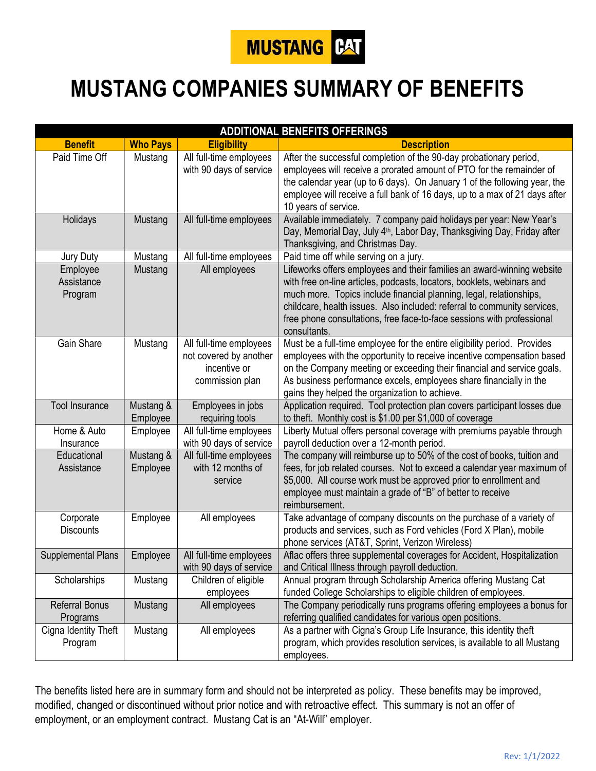MUSTANG CAT

# MUSTANG COMPANIES SUMMARY OF BENEFITS

| ADDITIONAL BENEFITS OFFERINGS | | | |
|---|---|---|---|
| **Benefit** | **Who Pays** | **Eligibility** | **Description** |
| Paid Time Off | Mustang | All full-time employees with 90 days of service | After the successful completion of the 90-day probationary period, employees will receive a prorated amount of PTO for the remainder of the calendar year (up to 6 days). On January 1 of the following year, the employee will receive a full bank of 16 days, up to a max of 21 days after 10 years of service. |
| Holidays | Mustang | All full-time employees | Available immediately. 7 company paid holidays per year: New Year's Day, Memorial Day, July 4th, Labor Day, Thanksgiving Day, Friday after Thanksgiving, and Christmas Day. |
| Jury Duty | Mustang | All full-time employees | Paid time off while serving on a jury. |
| Employee Assistance Program | Mustang | All employees | Lifeworks offers employees and their families an award-winning website with free on-line articles, podcasts, locators, booklets, webinars and much more. Topics include financial planning, legal, relationships, childcare, health issues. Also included: referral to community services, free phone consultations, free face-to-face sessions with professional consultants. |
| Gain Share | Mustang | All full-time employees not covered by another incentive or commission plan | Must be a full-time employee for the entire eligibility period. Provides employees with the opportunity to receive incentive compensation based on the Company meeting or exceeding their financial and service goals. As business performance excels, employees share financially in the gains they helped the organization to achieve. |
| Tool Insurance | Mustang & Employee | Employees in jobs requiring tools | Application required. Tool protection plan covers participant losses due to theft. Monthly cost is $1.00 per $1,000 of coverage |
| Home & Auto Insurance | Employee | All full-time employees with 90 days of service | Liberty Mutual offers personal coverage with premiums payable through payroll deduction over a 12-month period. |
| Educational Assistance | Mustang & Employee | All full-time employees with 12 months of service | The company will reimburse up to 50% of the cost of books, tuition and fees, for job related courses. Not to exceed a calendar year maximum of $5,000. All course work must be approved prior to enrollment and employee must maintain a grade of "B" of better to receive reimbursement. |
| Corporate Discounts | Employee | All employees | Take advantage of company discounts on the purchase of a variety of products and services, such as Ford vehicles (Ford X Plan), mobile phone services (AT&T, Sprint, Verizon Wireless) |
| Supplemental Plans | Employee | All full-time employees with 90 days of service | Aflac offers three supplemental coverages for Accident, Hospitalization and Critical Illness through payroll deduction. |
| Scholarships | Mustang | Children of eligible employees | Annual program through Scholarship America offering Mustang Cat funded College Scholarships to eligible children of employees. |
| Referral Bonus Programs | Mustang | All employees | The Company periodically runs programs offering employees a bonus for referring qualified candidates for various open positions. |
| Cigna Identity Theft Program | Mustang | All employees | As a partner with Cigna's Group Life Insurance, this identity theft program, which provides resolution services, is available to all Mustang employees. |

The benefits listed here are in summary form and should not be interpreted as policy. These benefits may be improved, modified, changed or discontinued without prior notice and with retroactive effect. This summary is not an offer of employment, or an employment contract. Mustang Cat is an "At-Will" employer.

Rev: 1/1/2022